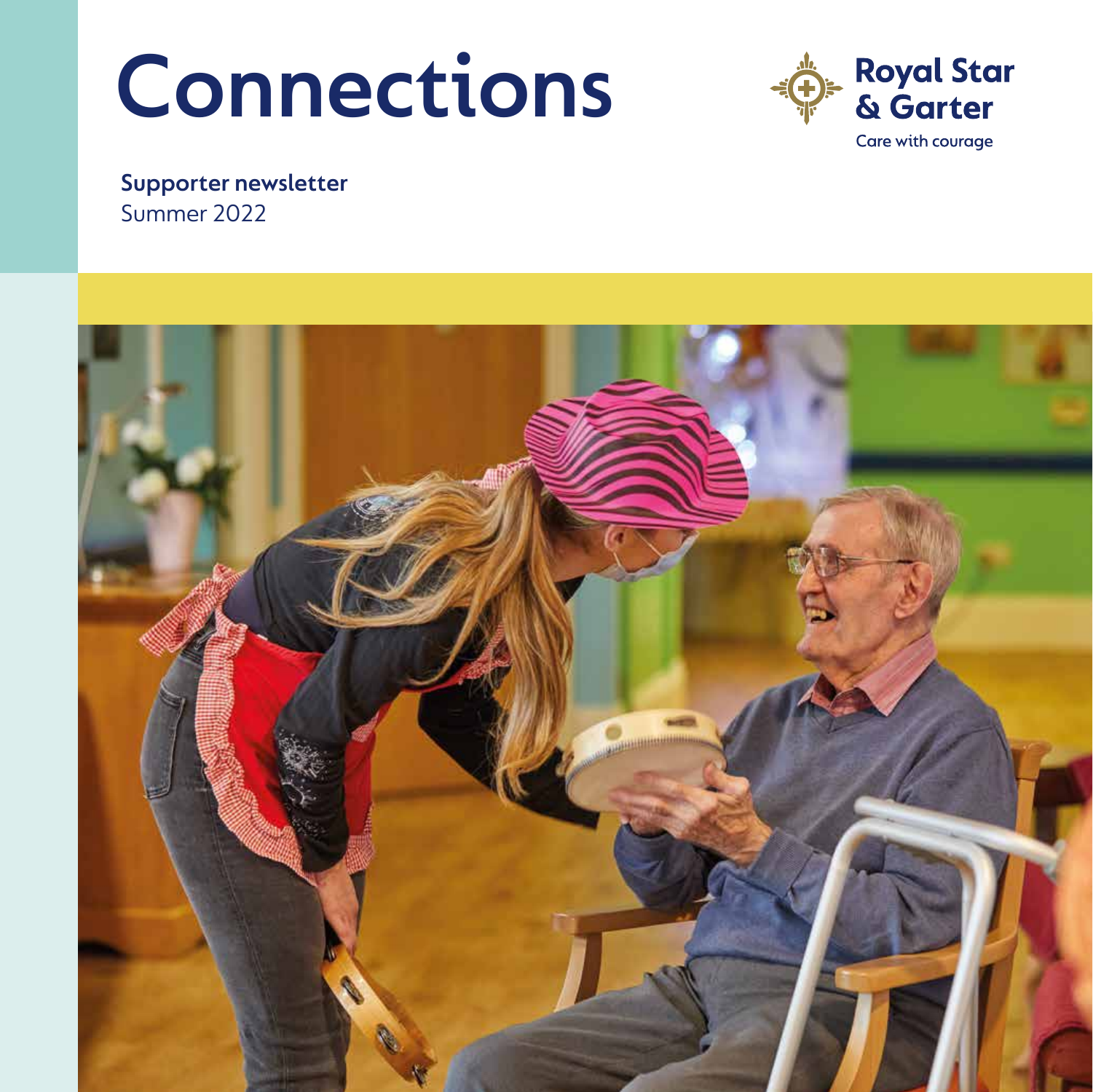# Connections

Royal Star & Garter

Care with courage

**Supporter newsletter**

Summer 2022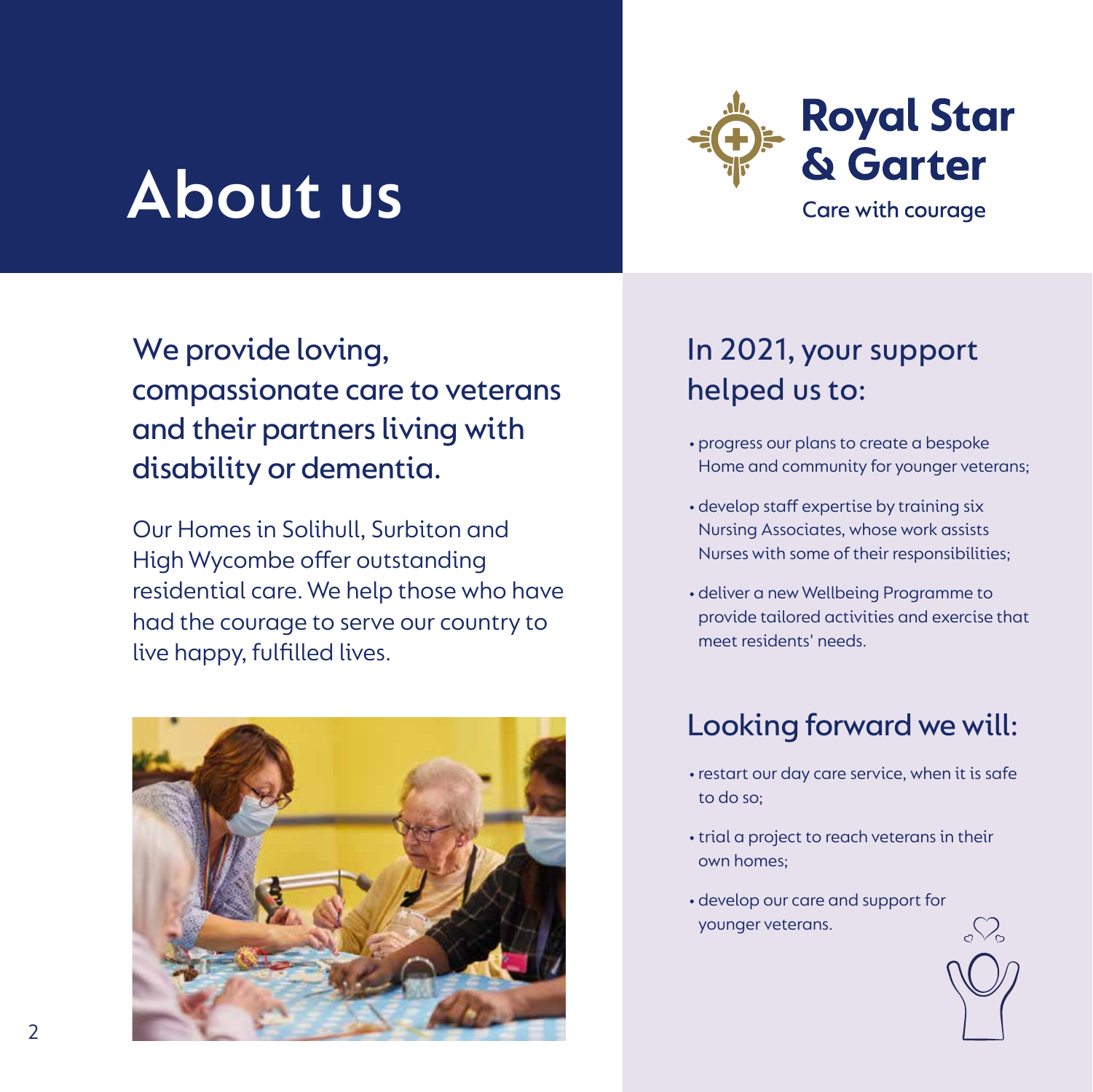# About us

Royal Star & Garter

Care with courage

## We provide loving, compassionate care to veterans and their partners living with disability or dementia.

Our Homes in Solihull, Surbiton and High Wycombe offer outstanding residential care. We help those who have had the courage to serve our country to live happy, fulfilled lives.

## In 2021, your support helped us to:

- progress our plans to create a bespoke Home and community for younger veterans;
- develop staff expertise by training six Nursing Associates, whose work assists Nurses with some of their responsibilities;
- deliver a new Wellbeing Programme to provide tailored activities and exercise that meet residents' needs.

## Looking forward we will:

- restart our day care service, when it is safe to do so;
- trial a project to reach veterans in their own homes;
- develop our care and support for younger veterans.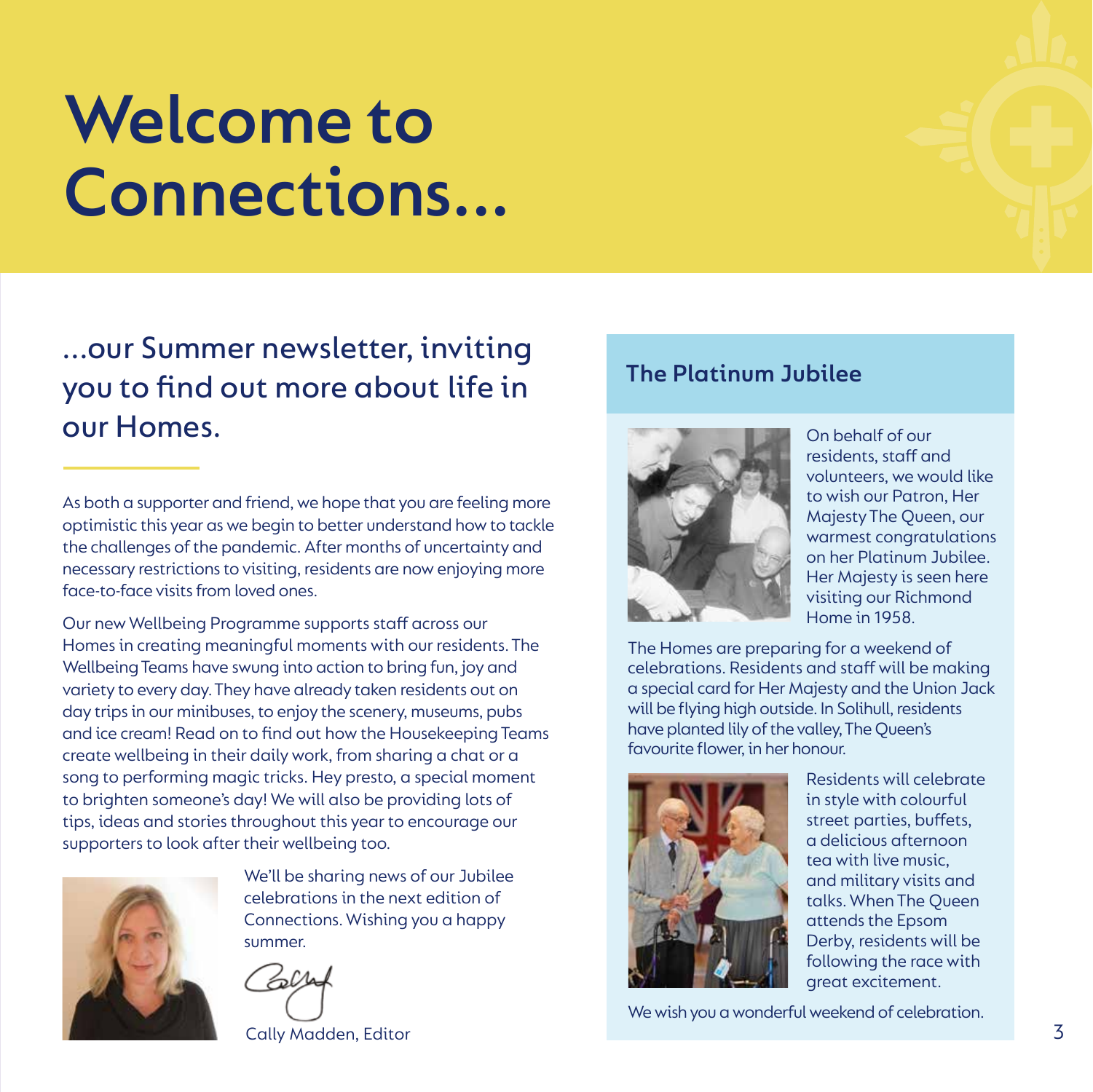# Welcome to Connections...

## ...our Summer newsletter, inviting you to find out more about life in our Homes.

As both a supporter and friend, we hope that you are feeling more optimistic this year as we begin to better understand how to tackle the challenges of the pandemic. After months of uncertainty and necessary restrictions to visiting, residents are now enjoying more face-to-face visits from loved ones.

Our new Wellbeing Programme supports staff across our Homes in creating meaningful moments with our residents. The Wellbeing Teams have swung into action to bring fun, joy and variety to every day. They have already taken residents out on day trips in our minibuses, to enjoy the scenery, museums, pubs and ice cream! Read on to find out how the Housekeeping Teams create wellbeing in their daily work, from sharing a chat or a song to performing magic tricks. Hey presto, a special moment to brighten someone's day! We will also be providing lots of tips, ideas and stories throughout this year to encourage our supporters to look after their wellbeing too.

We'll be sharing news of our Jubilee celebrations in the next edition of Connections. Wishing you a happy summer.

Cally Madden, Editor

### The Platinum Jubilee

On behalf of our residents, staff and volunteers, we would like to wish our Patron, Her Majesty The Queen, our warmest congratulations on her Platinum Jubilee. Her Majesty is seen here visiting our Richmond Home in 1958.

The Homes are preparing for a weekend of celebrations. Residents and staff will be making a special card for Her Majesty and the Union Jack will be flying high outside. In Solihull, residents have planted lily of the valley, The Queen's favourite flower, in her honour.

Residents will celebrate in style with colourful street parties, buffets, a delicious afternoon tea with live music, and military visits and talks. When The Queen attends the Epsom Derby, residents will be following the race with great excitement.

We wish you a wonderful weekend of celebration.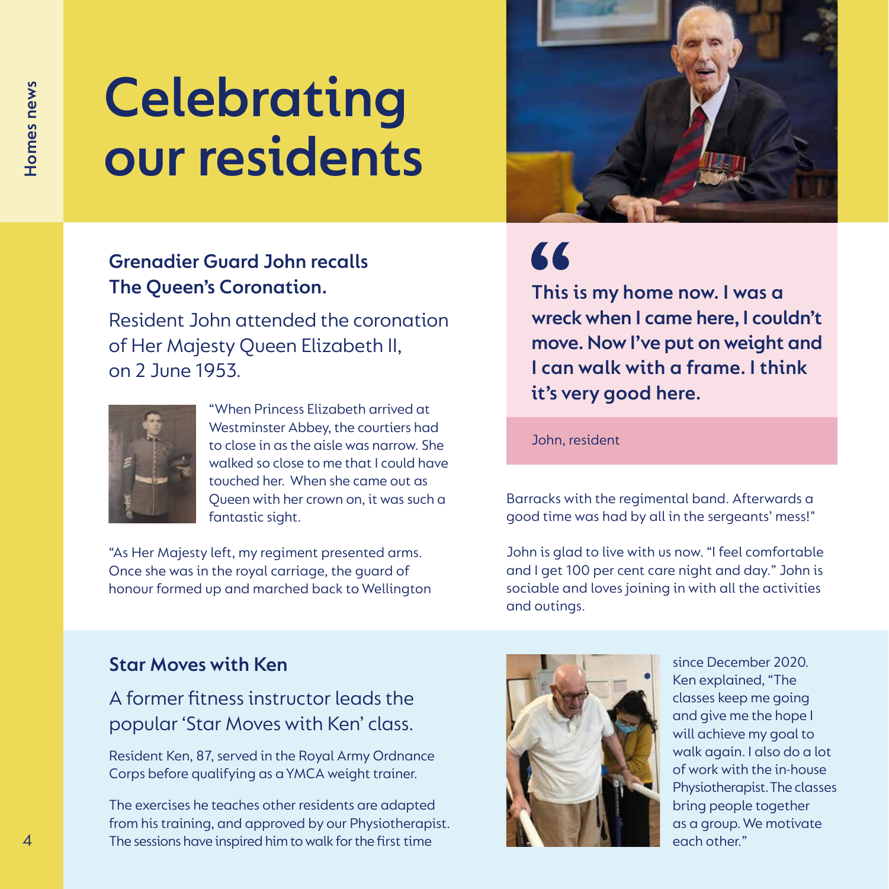# Celebrating our residents

### Grenadier Guard John recalls The Queen's Coronation.

Resident John attended the coronation of Her Majesty Queen Elizabeth II, on 2 June 1953.

"When Princess Elizabeth arrived at Westminster Abbey, the courtiers had to close in as the aisle was narrow. She walked so close to me that I could have touched her. When she came out as Queen with her crown on, it was such a fantastic sight.

"As Her Majesty left, my regiment presented arms. Once she was in the royal carriage, the guard of honour formed up and marched back to Wellington Barracks with the regimental band. Afterwards a good time was had by all in the sergeants' mess!"

> **This is my home now. I was a wreck when I came here, I couldn't move. Now I've put on weight and I can walk with a frame. I think it's very good here.**
>
> John, resident

John is glad to live with us now. "I feel comfortable and I get 100 per cent care night and day." John is sociable and loves joining in with all the activities and outings.

### Star Moves with Ken

A former fitness instructor leads the popular 'Star Moves with Ken' class.

Resident Ken, 87, served in the Royal Army Ordnance Corps before qualifying as a YMCA weight trainer.

The exercises he teaches other residents are adapted from his training, and approved by our Physiotherapist. The sessions have inspired him to walk for the first time since December 2020. Ken explained, "The classes keep me going and give me the hope I will achieve my goal to walk again. I also do a lot of work with the in-house Physiotherapist. The classes bring people together as a group. We motivate each other."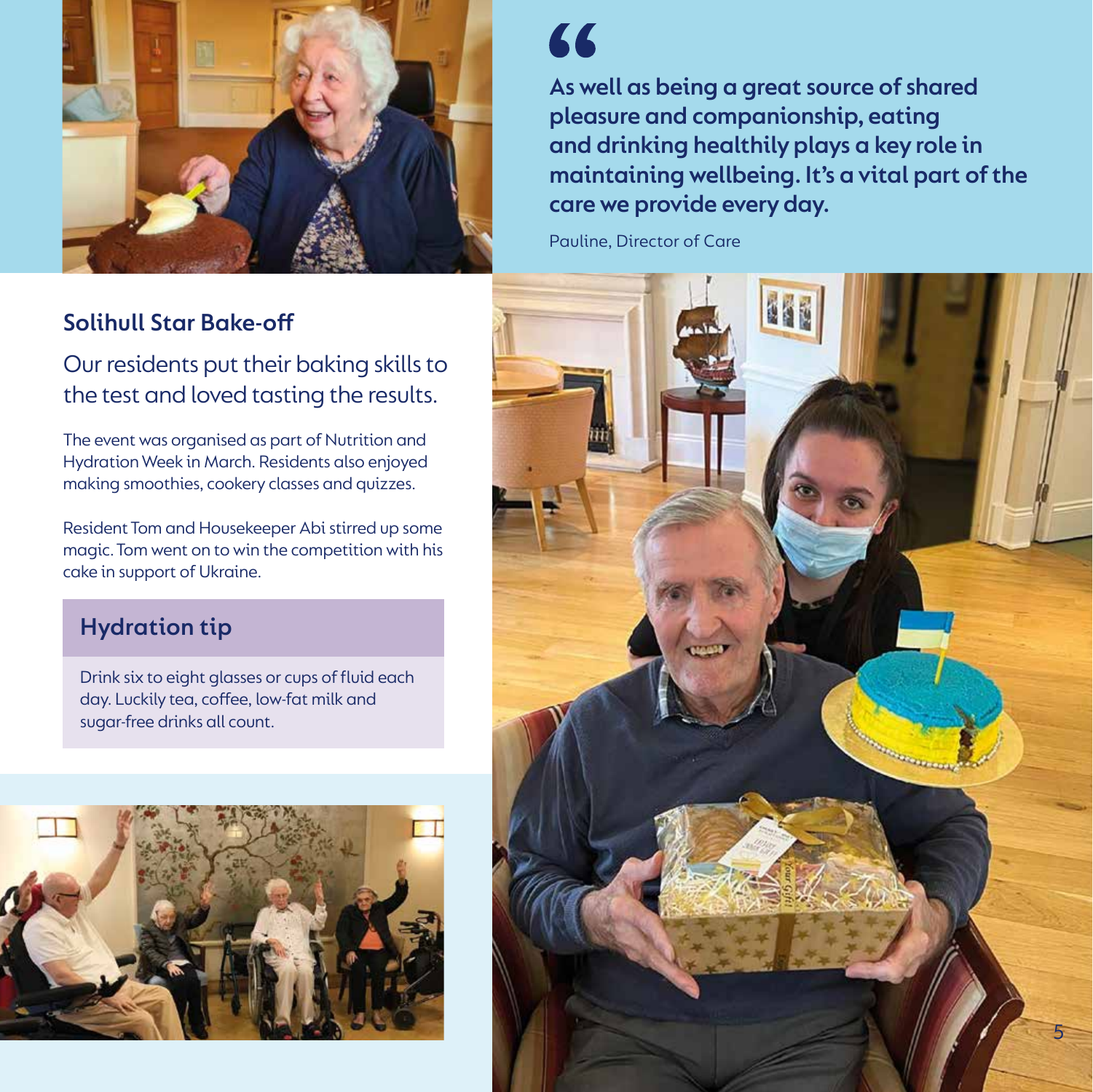> **As well as being a great source of shared pleasure and companionship, eating and drinking healthily plays a key role in maintaining wellbeing. It's a vital part of the care we provide every day.**
>
> Pauline, Director of Care

## Solihull Star Bake-off

Our residents put their baking skills to the test and loved tasting the results.

The event was organised as part of Nutrition and Hydration Week in March. Residents also enjoyed making smoothies, cookery classes and quizzes.

Resident Tom and Housekeeper Abi stirred up some magic. Tom went on to win the competition with his cake in support of Ukraine.

### Hydration tip

Drink six to eight glasses or cups of fluid each day. Luckily tea, coffee, low-fat milk and sugar-free drinks all count.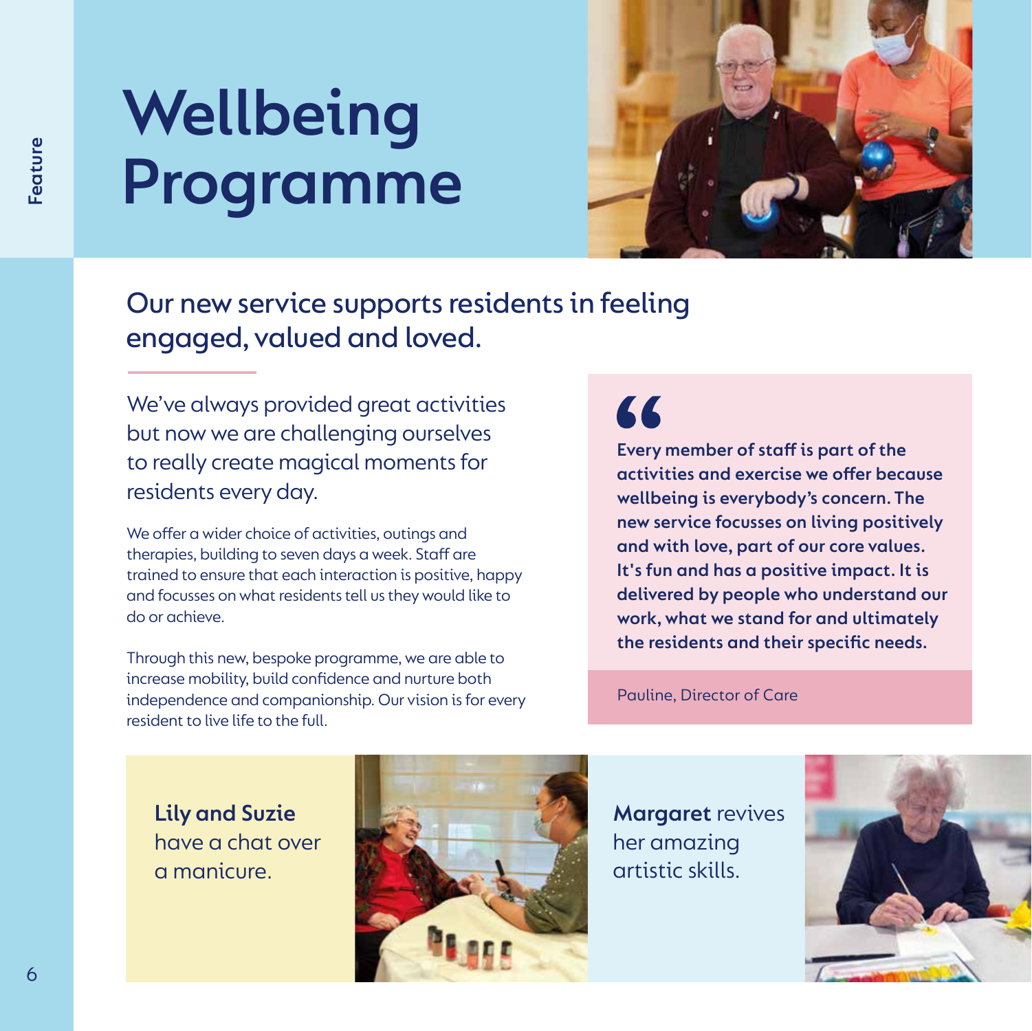# Wellbeing Programme

## Our new service supports residents in feeling engaged, valued and loved.

We've always provided great activities but now we are challenging ourselves to really create magical moments for residents every day.

We offer a wider choice of activities, outings and therapies, building to seven days a week. Staff are trained to ensure that each interaction is positive, happy and focusses on what residents tell us they would like to do or achieve.

Through this new, bespoke programme, we are able to increase mobility, build confidence and nurture both independence and companionship. Our vision is for every resident to live life to the full.

> **Every member of staff is part of the activities and exercise we offer because wellbeing is everybody's concern. The new service focusses on living positively and with love, part of our core values. It's fun and has a positive impact. It is delivered by people who understand our work, what we stand for and ultimately the residents and their specific needs.**
>
> Pauline, Director of Care

**Lily and Suzie** have a chat over a manicure.

**Margaret** revives her amazing artistic skills.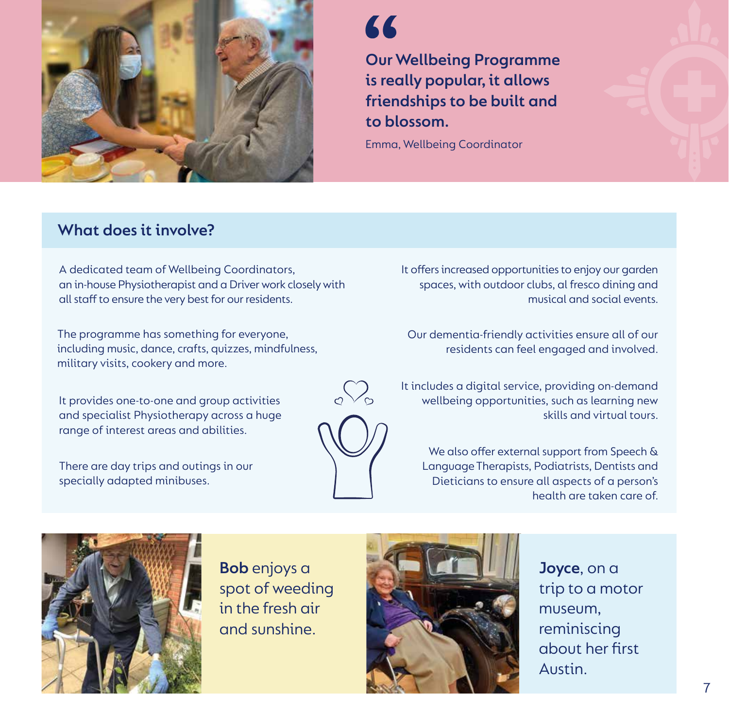> **Our Wellbeing Programme is really popular, it allows friendships to be built and to blossom.**
>
> Emma, Wellbeing Coordinator

## What does it involve?

A dedicated team of Wellbeing Coordinators, an in-house Physiotherapist and a Driver work closely with all staff to ensure the very best for our residents.

The programme has something for everyone, including music, dance, crafts, quizzes, mindfulness, military visits, cookery and more.

It provides one-to-one and group activities and specialist Physiotherapy across a huge range of interest areas and abilities.

There are day trips and outings in our specially adapted minibuses.

It offers increased opportunities to enjoy our garden spaces, with outdoor clubs, al fresco dining and musical and social events.

Our dementia-friendly activities ensure all of our residents can feel engaged and involved.

It includes a digital service, providing on-demand wellbeing opportunities, such as learning new skills and virtual tours.

We also offer external support from Speech & Language Therapists, Podiatrists, Dentists and Dieticians to ensure all aspects of a person's health are taken care of.

**Bob** enjoys a spot of weeding in the fresh air and sunshine.

**Joyce**, on a trip to a motor museum, reminiscing about her first Austin.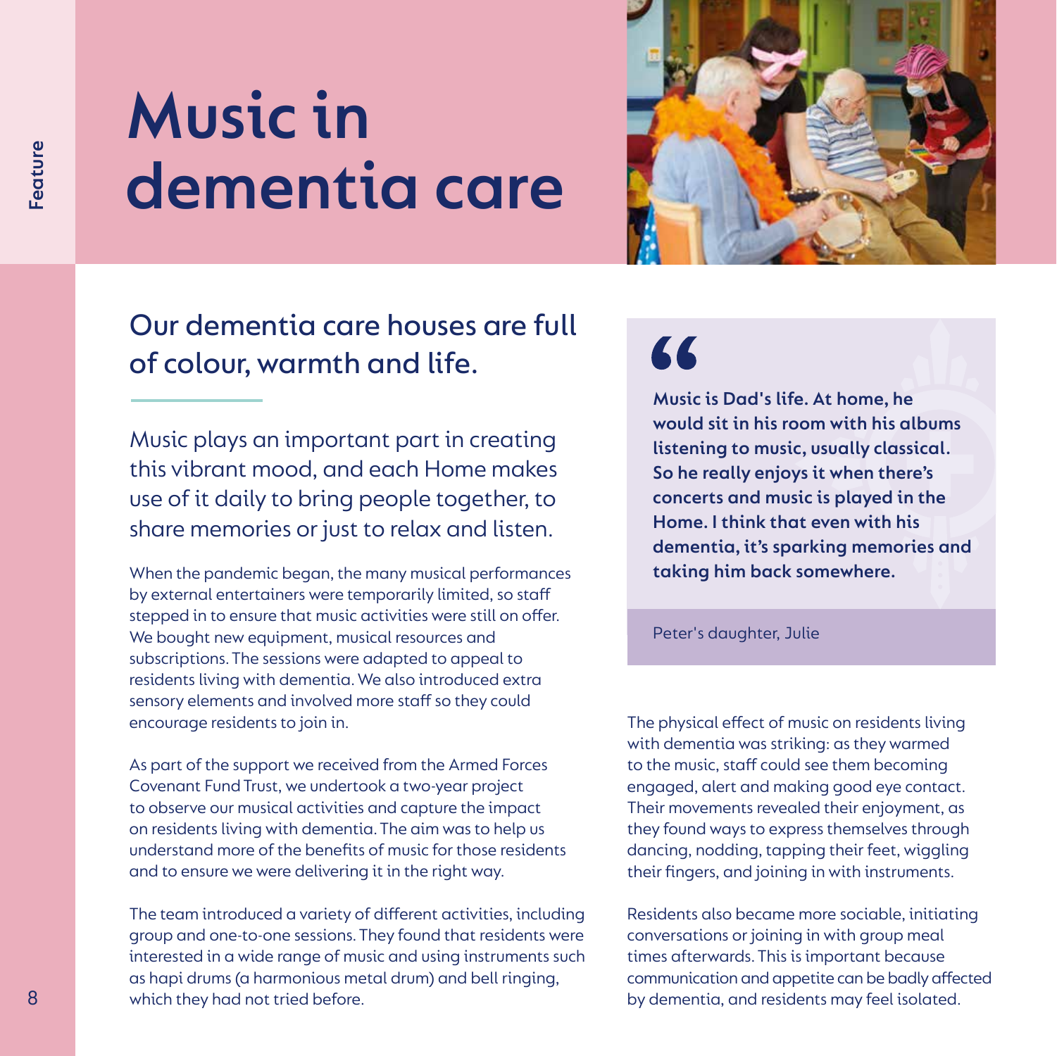# Music in dementia care

## Our dementia care houses are full of colour, warmth and life.

Music plays an important part in creating this vibrant mood, and each Home makes use of it daily to bring people together, to share memories or just to relax and listen.

When the pandemic began, the many musical performances by external entertainers were temporarily limited, so staff stepped in to ensure that music activities were still on offer. We bought new equipment, musical resources and subscriptions. The sessions were adapted to appeal to residents living with dementia. We also introduced extra sensory elements and involved more staff so they could encourage residents to join in.

As part of the support we received from the Armed Forces Covenant Fund Trust, we undertook a two-year project to observe our musical activities and capture the impact on residents living with dementia. The aim was to help us understand more of the benefits of music for those residents and to ensure we were delivering it in the right way.

The team introduced a variety of different activities, including group and one-to-one sessions. They found that residents were interested in a wide range of music and using instruments such as hapi drums (a harmonious metal drum) and bell ringing, which they had not tried before.

> **"Music is Dad's life. At home, he would sit in his room with his albums listening to music, usually classical. So he really enjoys it when there's concerts and music is played in the Home. I think that even with his dementia, it's sparking memories and taking him back somewhere.**
>
> Peter's daughter, Julie

The physical effect of music on residents living with dementia was striking: as they warmed to the music, staff could see them becoming engaged, alert and making good eye contact. Their movements revealed their enjoyment, as they found ways to express themselves through dancing, nodding, tapping their feet, wiggling their fingers, and joining in with instruments.

Residents also became more sociable, initiating conversations or joining in with group meal times afterwards. This is important because communication and appetite can be badly affected by dementia, and residents may feel isolated.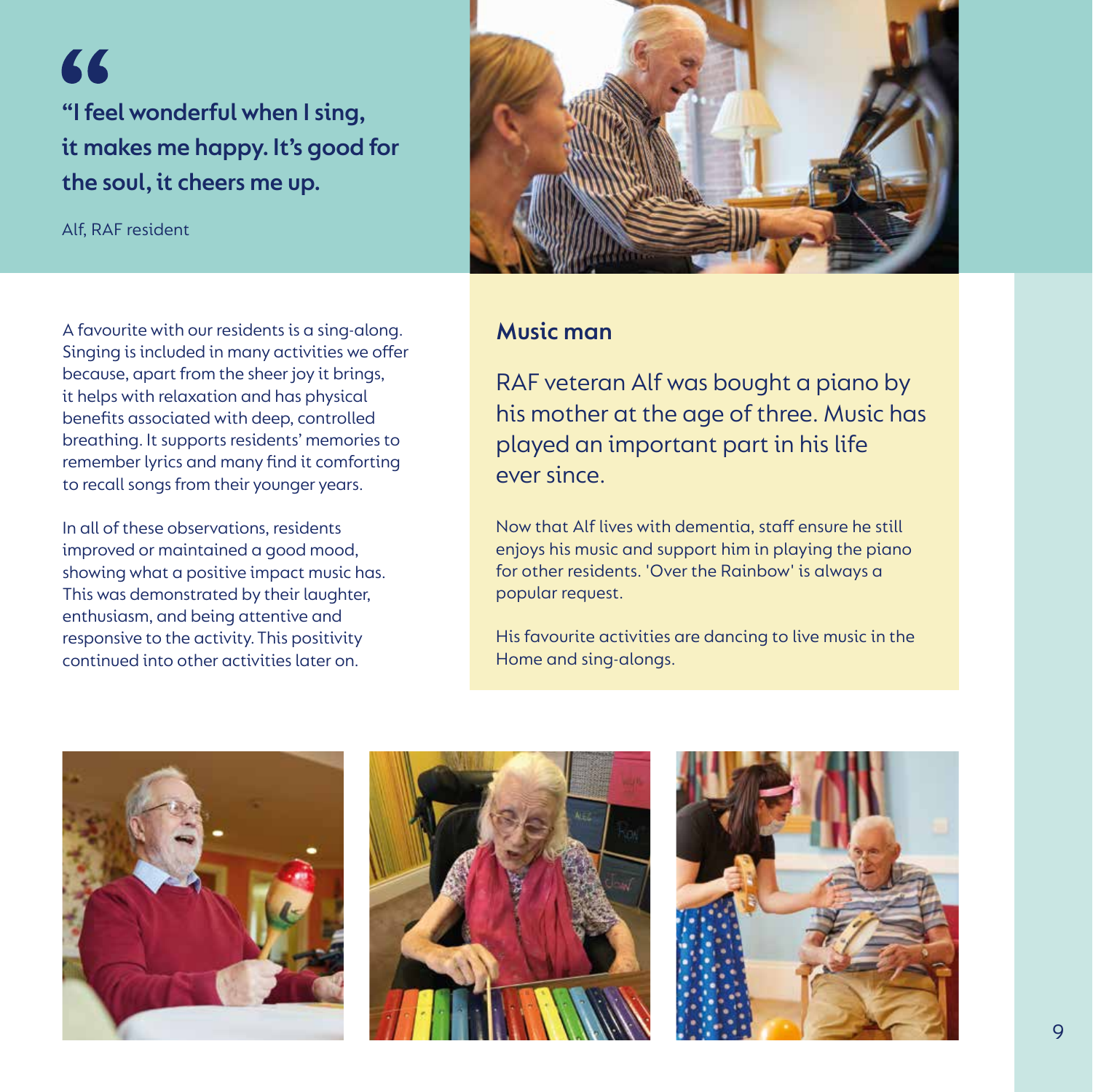> **"I feel wonderful when I sing, it makes me happy. It's good for the soul, it cheers me up.**
>
> Alf, RAF resident

A favourite with our residents is a sing-along. Singing is included in many activities we offer because, apart from the sheer joy it brings, it helps with relaxation and has physical benefits associated with deep, controlled breathing. It supports residents' memories to remember lyrics and many find it comforting to recall songs from their younger years.

In all of these observations, residents improved or maintained a good mood, showing what a positive impact music has. This was demonstrated by their laughter, enthusiasm, and being attentive and responsive to the activity. This positivity continued into other activities later on.

## Music man

RAF veteran Alf was bought a piano by his mother at the age of three. Music has played an important part in his life ever since.

Now that Alf lives with dementia, staff ensure he still enjoys his music and support him in playing the piano for other residents. 'Over the Rainbow' is always a popular request.

His favourite activities are dancing to live music in the Home and sing-alongs.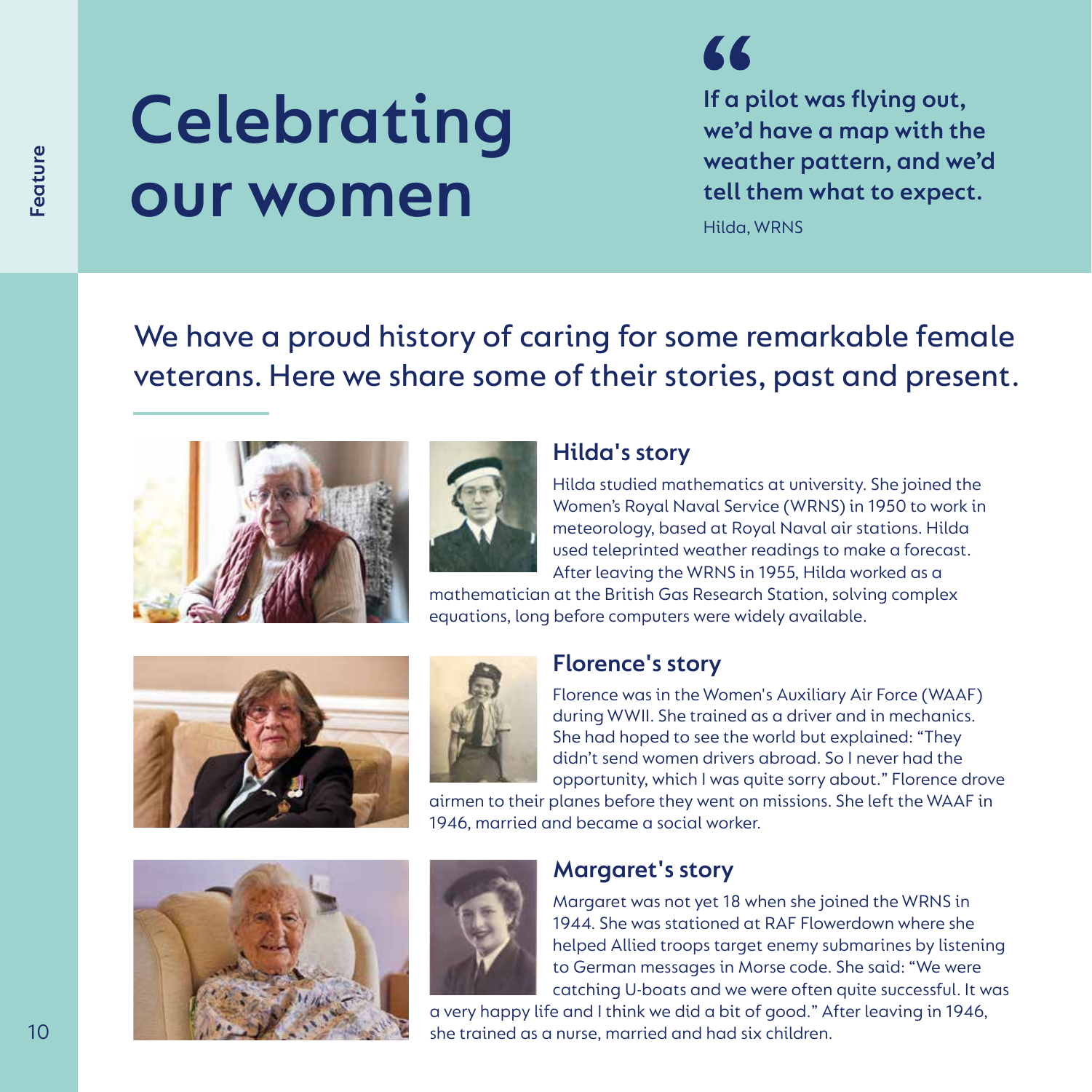# Celebrating our women

> If a pilot was flying out, we'd have a map with the weather pattern, and we'd tell them what to expect.
>
> Hilda, WRNS

We have a proud history of caring for some remarkable female veterans. Here we share some of their stories, past and present.

### Hilda's story

Hilda studied mathematics at university. She joined the Women's Royal Naval Service (WRNS) in 1950 to work in meteorology, based at Royal Naval air stations. Hilda used teleprinted weather readings to make a forecast. After leaving the WRNS in 1955, Hilda worked as a mathematician at the British Gas Research Station, solving complex equations, long before computers were widely available.

### Florence's story

Florence was in the Women's Auxiliary Air Force (WAAF) during WWII. She trained as a driver and in mechanics. She had hoped to see the world but explained: "They didn't send women drivers abroad. So I never had the opportunity, which I was quite sorry about." Florence drove airmen to their planes before they went on missions. She left the WAAF in 1946, married and became a social worker.

### Margaret's story

Margaret was not yet 18 when she joined the WRNS in 1944. She was stationed at RAF Flowerdown where she helped Allied troops target enemy submarines by listening to German messages in Morse code. She said: "We were catching U-boats and we were often quite successful. It was a very happy life and I think we did a bit of good." After leaving in 1946, she trained as a nurse, married and had six children.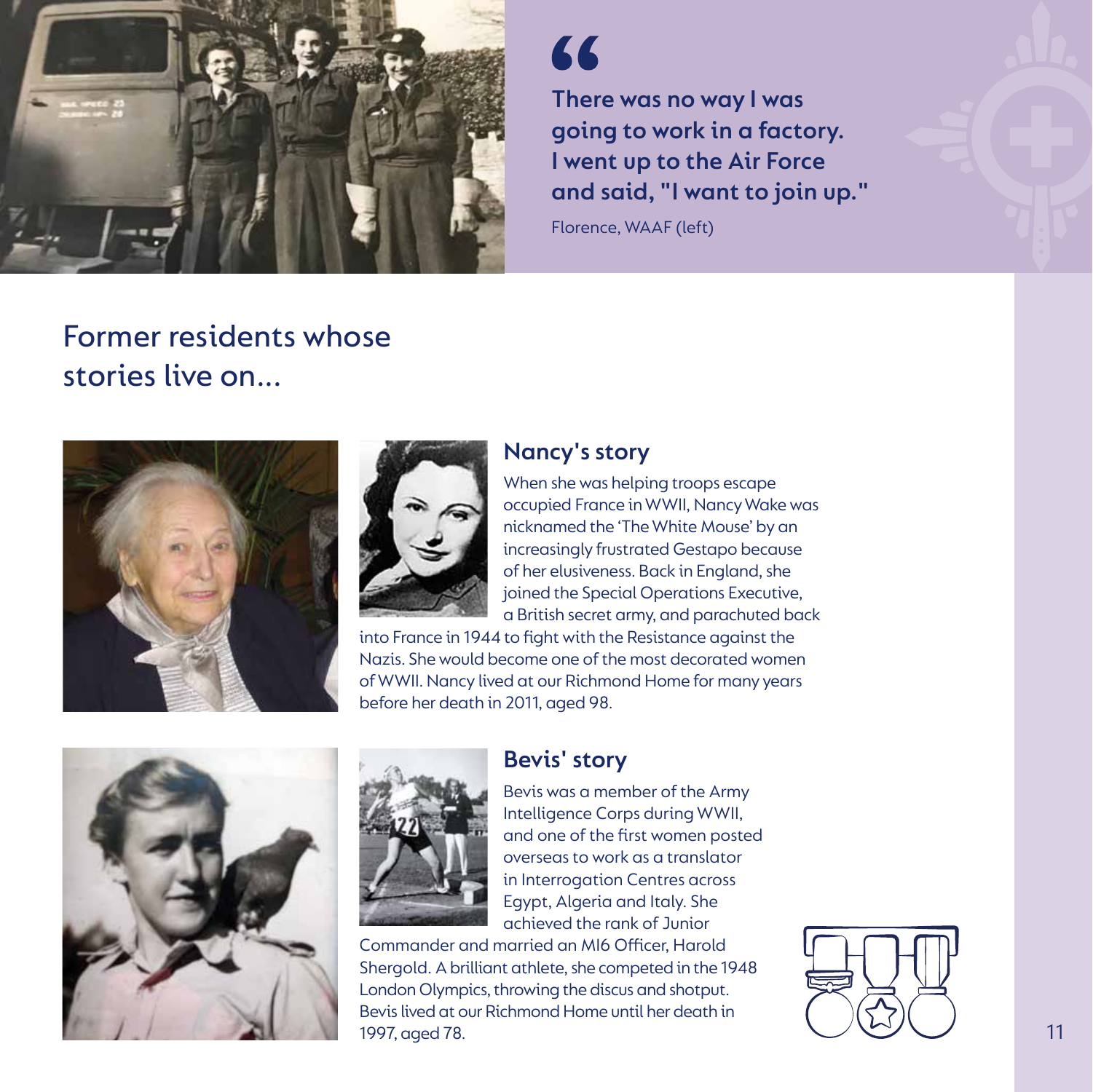> There was no way I was going to work in a factory. I went up to the Air Force and said, "I want to join up."

Florence, WAAF (left)

## Former residents whose stories live on...

### Nancy's story

When she was helping troops escape occupied France in WWII, Nancy Wake was nicknamed the 'The White Mouse' by an increasingly frustrated Gestapo because of her elusiveness. Back in England, she joined the Special Operations Executive, a British secret army, and parachuted back into France in 1944 to fight with the Resistance against the Nazis. She would become one of the most decorated women of WWII. Nancy lived at our Richmond Home for many years before her death in 2011, aged 98.

### Bevis' story

Bevis was a member of the Army Intelligence Corps during WWII, and one of the first women posted overseas to work as a translator in Interrogation Centres across Egypt, Algeria and Italy. She achieved the rank of Junior Commander and married an MI6 Officer, Harold Shergold. A brilliant athlete, she competed in the 1948 London Olympics, throwing the discus and shotput. Bevis lived at our Richmond Home until her death in 1997, aged 78.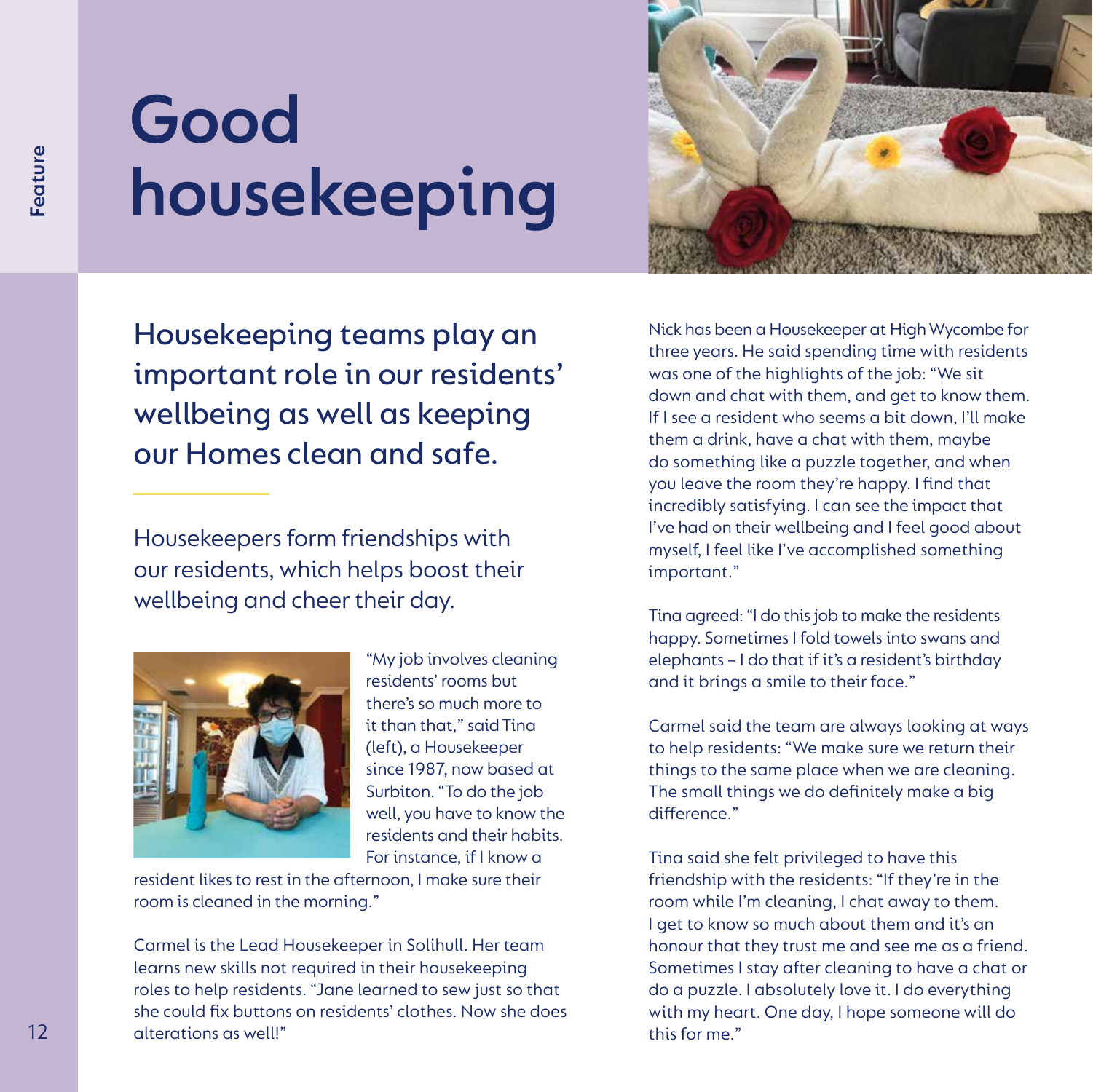# Good housekeeping

## Housekeeping teams play an important role in our residents' wellbeing as well as keeping our Homes clean and safe.

Housekeepers form friendships with our residents, which helps boost their wellbeing and cheer their day.

"My job involves cleaning residents' rooms but there's so much more to it than that," said Tina (left), a Housekeeper since 1987, now based at Surbiton. "To do the job well, you have to know the residents and their habits. For instance, if I know a resident likes to rest in the afternoon, I make sure their room is cleaned in the morning."

Carmel is the Lead Housekeeper in Solihull. Her team learns new skills not required in their housekeeping roles to help residents. "Jane learned to sew just so that she could fix buttons on residents' clothes. Now she does alterations as well!"

Nick has been a Housekeeper at High Wycombe for three years. He said spending time with residents was one of the highlights of the job: "We sit down and chat with them, and get to know them. If I see a resident who seems a bit down, I'll make them a drink, have a chat with them, maybe do something like a puzzle together, and when you leave the room they're happy. I find that incredibly satisfying. I can see the impact that I've had on their wellbeing and I feel good about myself, I feel like I've accomplished something important."

Tina agreed: "I do this job to make the residents happy. Sometimes I fold towels into swans and elephants – I do that if it's a resident's birthday and it brings a smile to their face."

Carmel said the team are always looking at ways to help residents: "We make sure we return their things to the same place when we are cleaning. The small things we do definitely make a big difference."

Tina said she felt privileged to have this friendship with the residents: "If they're in the room while I'm cleaning, I chat away to them. I get to know so much about them and it's an honour that they trust me and see me as a friend. Sometimes I stay after cleaning to have a chat or do a puzzle. I absolutely love it. I do everything with my heart. One day, I hope someone will do this for me."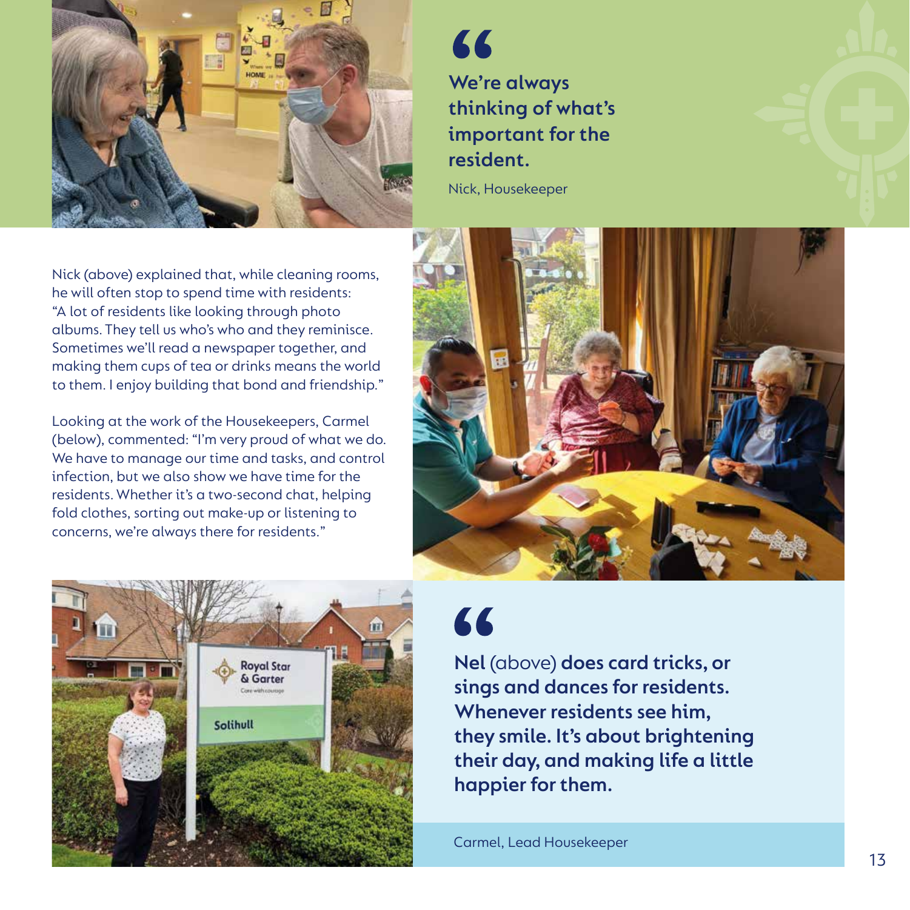> **We're always thinking of what's important for the resident.**
>
> Nick, Housekeeper

Nick (above) explained that, while cleaning rooms, he will often stop to spend time with residents: "A lot of residents like looking through photo albums. They tell us who's who and they reminisce. Sometimes we'll read a newspaper together, and making them cups of tea or drinks means the world to them. I enjoy building that bond and friendship."

Looking at the work of the Housekeepers, Carmel (below), commented: "I'm very proud of what we do. We have to manage our time and tasks, and control infection, but we also show we have time for the residents. Whether it's a two-second chat, helping fold clothes, sorting out make-up or listening to concerns, we're always there for residents."

> **Nel** (above) **does card tricks, or sings and dances for residents. Whenever residents see him, they smile. It's about brightening their day, and making life a little happier for them.**
>
> Carmel, Lead Housekeeper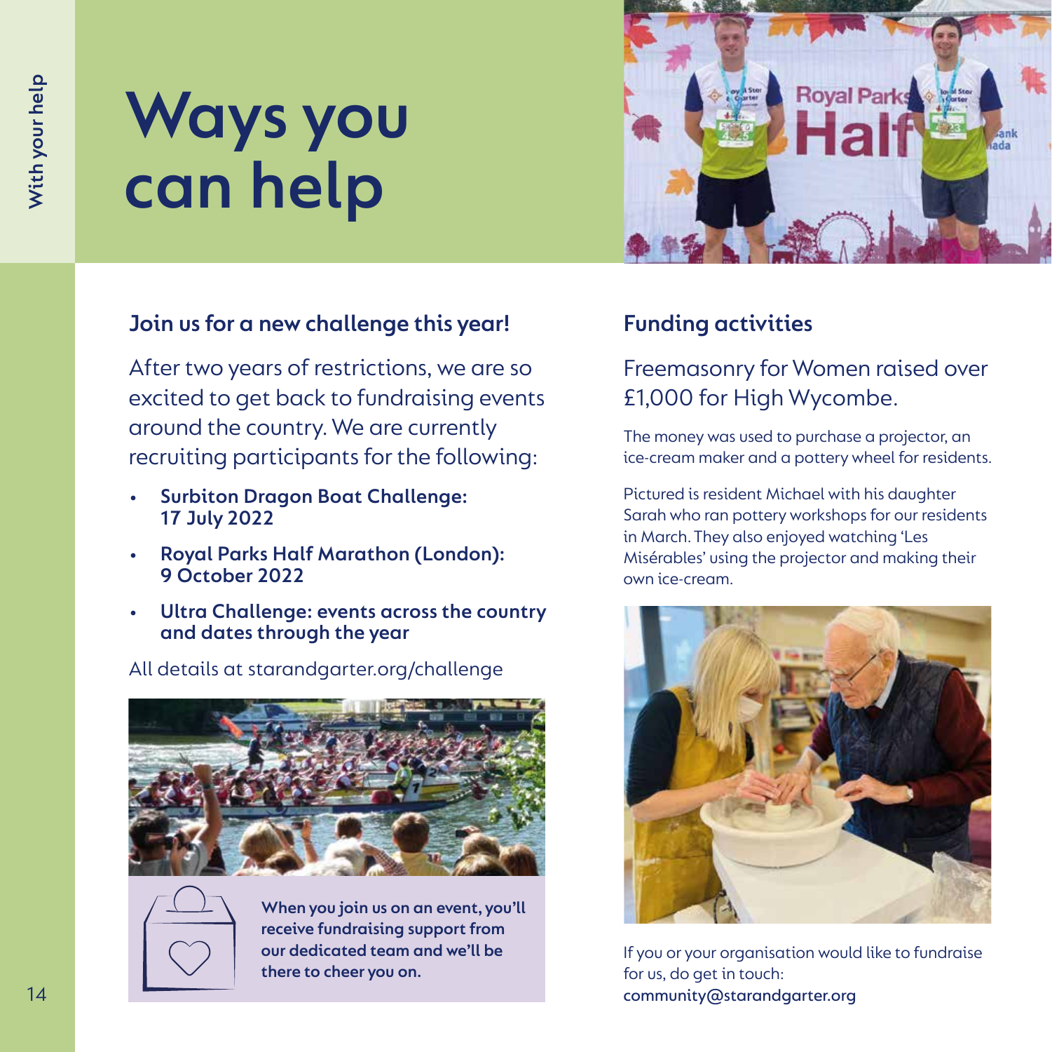# Ways you can help

## Join us for a new challenge this year!

After two years of restrictions, we are so excited to get back to fundraising events around the country. We are currently recruiting participants for the following:

- **Surbiton Dragon Boat Challenge: 17 July 2022**
- **Royal Parks Half Marathon (London): 9 October 2022**
- **Ultra Challenge: events across the country and dates through the year**

All details at starandgarter.org/challenge

**When you join us on an event, you'll receive fundraising support from our dedicated team and we'll be there to cheer you on.**

## Funding activities

Freemasonry for Women raised over £1,000 for High Wycombe.

The money was used to purchase a projector, an ice-cream maker and a pottery wheel for residents.

Pictured is resident Michael with his daughter Sarah who ran pottery workshops for our residents in March. They also enjoyed watching 'Les Misérables' using the projector and making their own ice-cream.

If you or your organisation would like to fundraise for us, do get in touch: **community@starandgarter.org**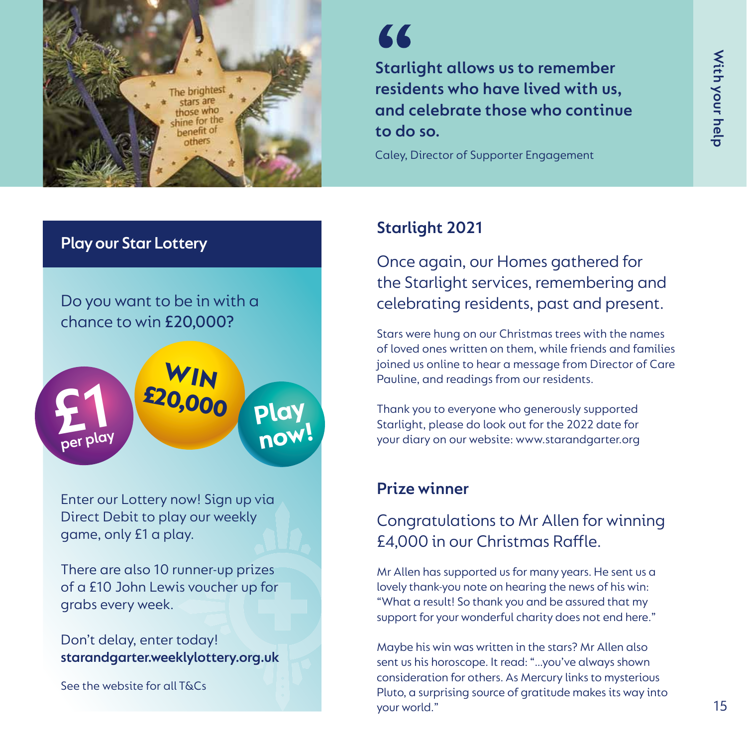> **Starlight allows us to remember residents who have lived with us, and celebrate those who continue to do so.**
>
> Caley, Director of Supporter Engagement

## Starlight 2021

Once again, our Homes gathered for the Starlight services, remembering and celebrating residents, past and present.

Stars were hung on our Christmas trees with the names of loved ones written on them, while friends and families joined us online to hear a message from Director of Care Pauline, and readings from our residents.

Thank you to everyone who generously supported Starlight, please do look out for the 2022 date for your diary on our website: www.starandgarter.org

## Prize winner

Congratulations to Mr Allen for winning £4,000 in our Christmas Raffle.

Mr Allen has supported us for many years. He sent us a lovely thank-you note on hearing the news of his win: "What a result! So thank you and be assured that my support for your wonderful charity does not end here."

Maybe his win was written in the stars? Mr Allen also sent us his horoscope. It read: "...you've always shown consideration for others. As Mercury links to mysterious Pluto, a surprising source of gratitude makes its way into your world."

## Play our Star Lottery

Do you want to be in with a chance to win **£20,000?**

£1 per play — WIN £20,000 — Play now!

Enter our Lottery now! Sign up via Direct Debit to play our weekly game, only £1 a play.

There are also 10 runner-up prizes of a £10 John Lewis voucher up for grabs every week.

Don't delay, enter today!
**starandgarter.weeklylottery.org.uk**

See the website for all T&Cs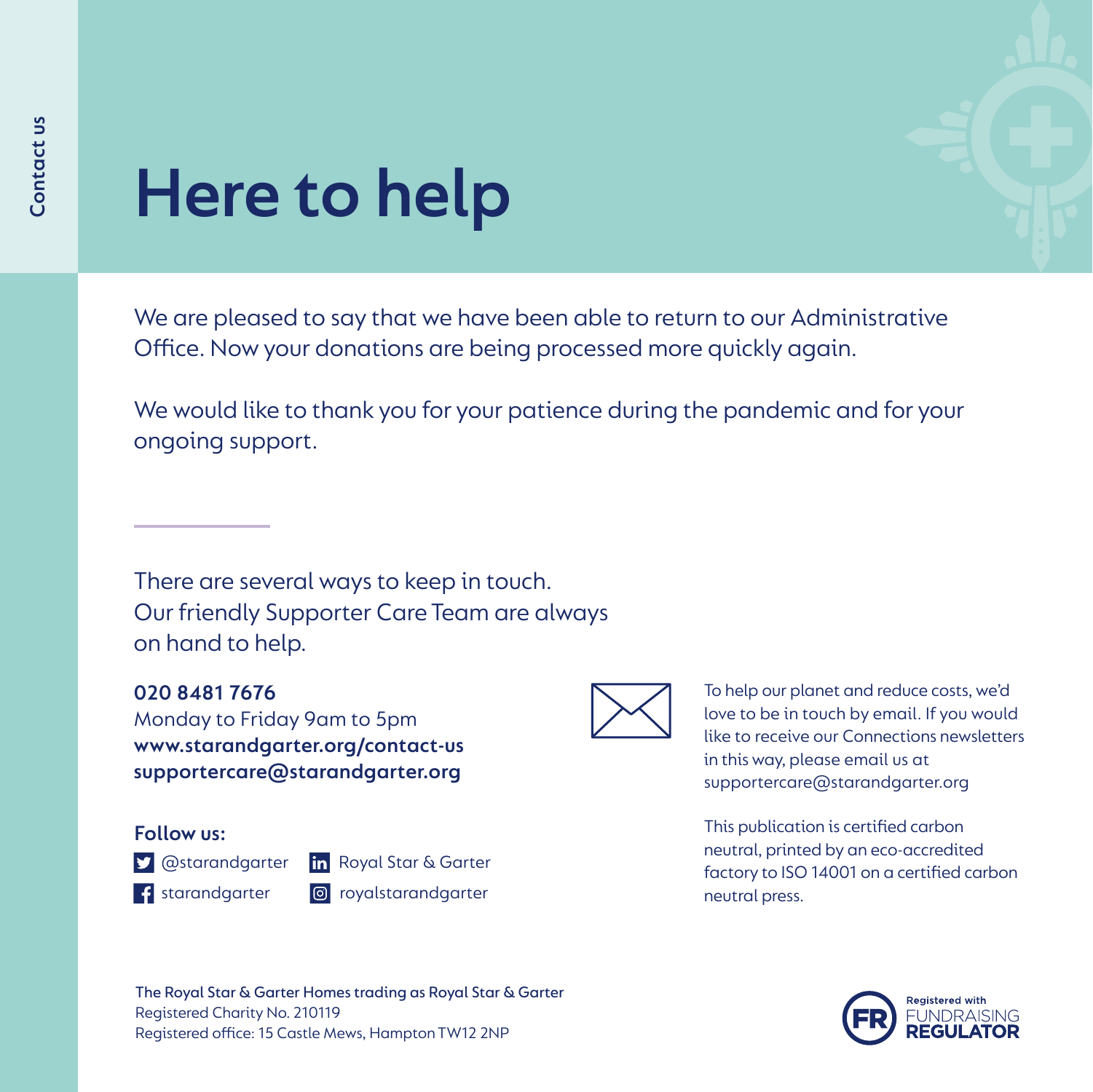Contact us

# Here to help

We are pleased to say that we have been able to return to our Administrative Office. Now your donations are being processed more quickly again.

We would like to thank you for your patience during the pandemic and for your ongoing support.

There are several ways to keep in touch. Our friendly Supporter Care Team are always on hand to help.

**020 8481 7676**
Monday to Friday 9am to 5pm
**www.starandgarter.org/contact-us**
**supportercare@starandgarter.org**

**Follow us:**

@starandgarter
Royal Star & Garter
starandgarter
royalstarandgarter

To help our planet and reduce costs, we'd love to be in touch by email. If you would like to receive our Connections newsletters in this way, please email us at supportercare@starandgarter.org

This publication is certified carbon neutral, printed by an eco-accredited factory to ISO 14001 on a certified carbon neutral press.

**The Royal Star & Garter Homes trading as Royal Star & Garter**
Registered Charity No. 210119
Registered office: 15 Castle Mews, Hampton TW12 2NP

Registered with FUNDRAISING REGULATOR